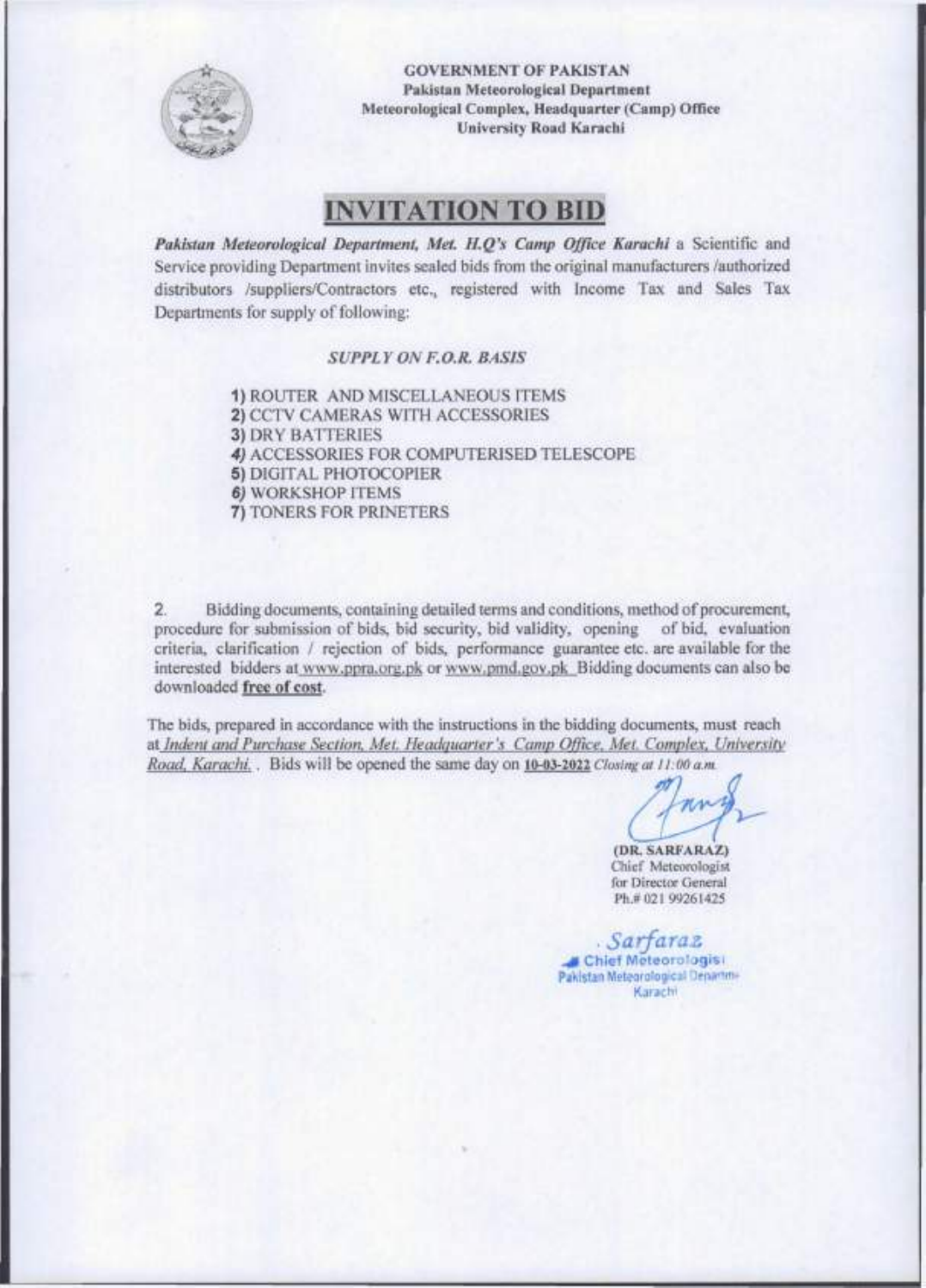**GOVERNMENT OF PAKISTAN**
**Pakistan Meteorological Department**
**Meteorological Complex, Headquarter (Camp) Office**
**University Road Karachi**

# INVITATION TO BID

***Pakistan Meteorological Department, Met. H.Q's Camp Office Karachi*** a Scientific and Service providing Department invites sealed bids from the original manufacturers /authorized distributors /suppliers/Contractors etc., registered with Income Tax and Sales Tax Departments for supply of following:

***SUPPLY ON F.O.R. BASIS***

1) ROUTER AND MISCELLANEOUS ITEMS
2) CCTV CAMERAS WITH ACCESSORIES
3) DRY BATTERIES
4) ACCESSORIES FOR COMPUTERISED TELESCOPE
5) DIGITAL PHOTOCOPIER
6) WORKSHOP ITEMS
7) TONERS FOR PRINETERS

2. Bidding documents, containing detailed terms and conditions, method of procurement, procedure for submission of bids, bid security, bid validity, opening of bid, evaluation criteria, clarification / rejection of bids, performance guarantee etc. are available for the interested bidders at www.ppra.org.pk or www.pmd.gov.pk Bidding documents can also be downloaded **free of cost**.

The bids, prepared in accordance with the instructions in the bidding documents, must reach at *Indent and Purchase Section, Met. Headquarter's Camp Office, Met. Complex, University Road, Karachi.* . Bids will be opened the same day on **10-03-2022** *Closing at 11:00 a.m.*

**(DR. SARFARAZ)**
Chief Meteorologist
for Director General
Ph.# 021 99261425

Sarfaraz
Chief Meteorologist
Pakistan Meteorological Department
Karachi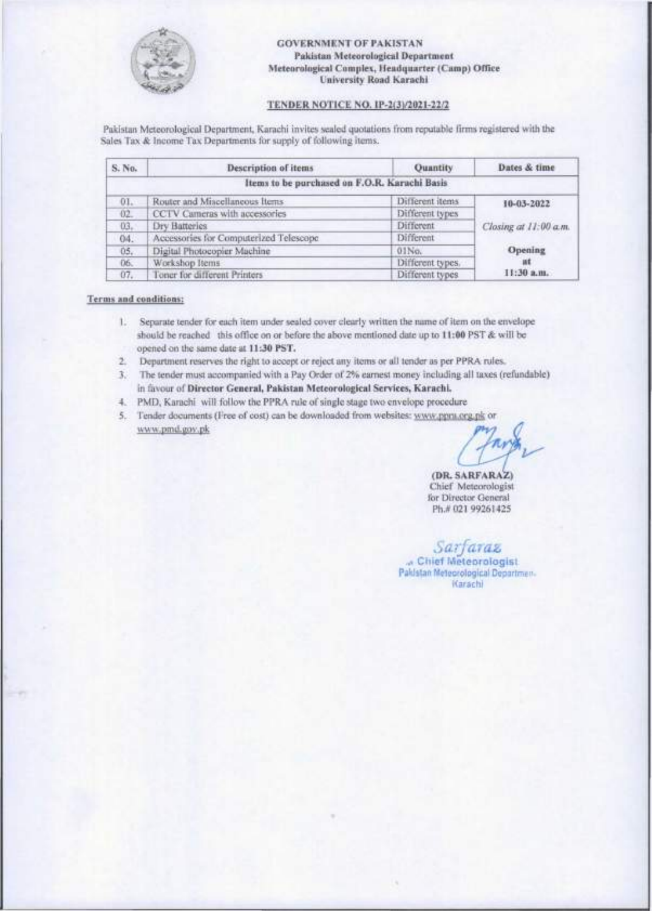**GOVERNMENT OF PAKISTAN**
**Pakistan Meteorological Department**
**Meteorological Complex, Headquarter (Camp) Office**
**University Road Karachi**

## TENDER NOTICE NO. IP-2(3)/2021-22/2

Pakistan Meteorological Department, Karachi invites sealed quotations from reputable firms registered with the Sales Tax & Income Tax Departments for supply of following items.

| S. No. | Description of items | Quantity | Dates & time |
|---|---|---|---|
| Items to be purchased on F.O.R. Karachi Basis | | | |
| 01. | Router and Miscellaneous Items | Different items | **10-03-2022** |
| 02. | CCTV Cameras with accessories | Different types | |
| 03. | Dry Batteries | Different | *Closing at 11:00 a.m.* |
| 04. | Accessories for Computerized Telescope | Different | |
| 05. | Digital Photocopier Machine | 01No. | **Opening at** |
| 06. | Workshop Items | Different types. | |
| 07. | Toner for different Printers | Different types | **11:30 a.m.** |

**Terms and conditions:**

1. Separate tender for each item under sealed cover clearly written the name of item on the envelope should be reached this office on or before the above mentioned date up to **11:00** PST & will be opened on the same date at **11:30 PST.**
2. Department reserves the right to accept or reject any items or all tender as per PPRA rules.
3. The tender must accompanied with a Pay Order of 2% earnest money including all taxes (refundable) in favour of **Director General, Pakistan Meteorological Services, Karachi.**
4. PMD, Karachi will follow the PPRA rule of single stage two envelope procedure
5. Tender documents (Free of cost) can be downloaded from websites: www.ppra.org.pk or www.pmd.gov.pk

**(DR. SARFARAZ)**
Chief Meteorologist
for Director General
Ph.# 021 99261425

Sarfaraz
Chief Meteorologist
Pakistan Meteorological Department
Karachi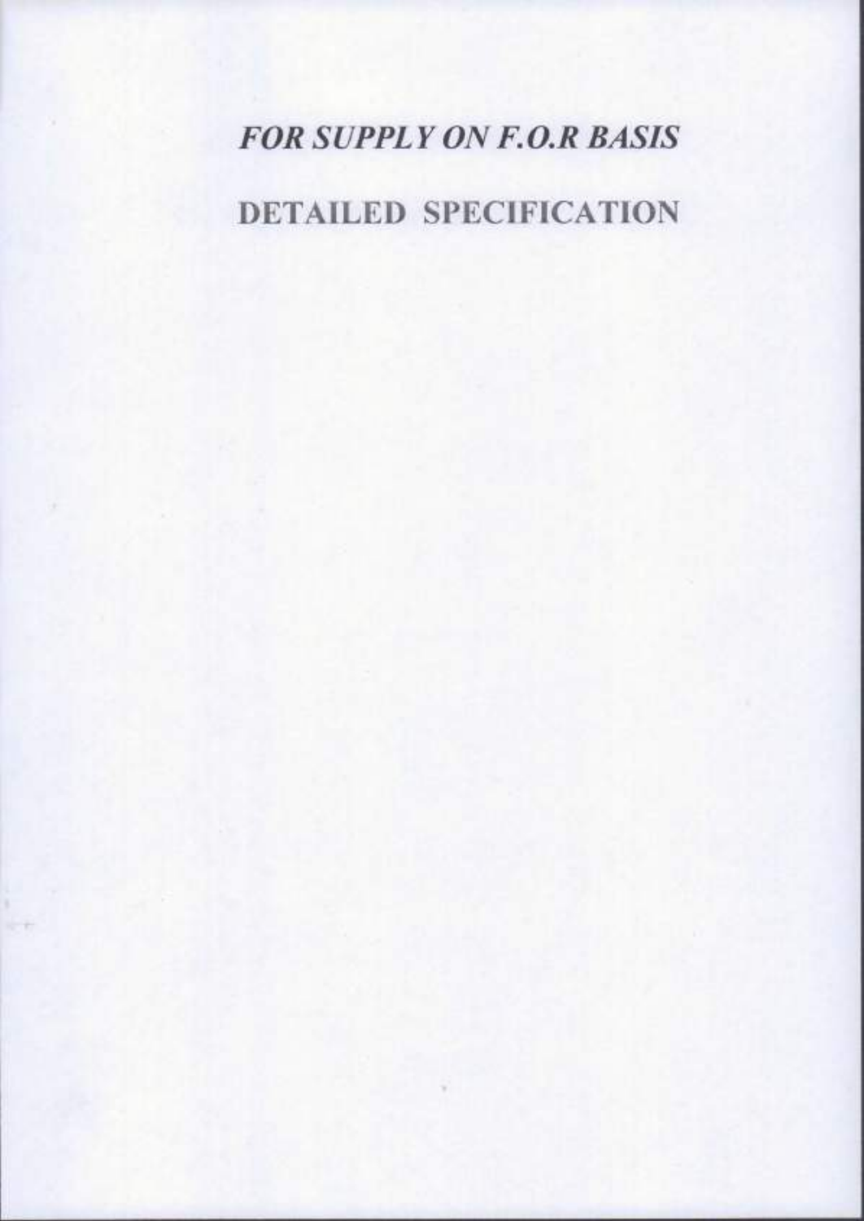## *FOR SUPPLY ON F.O.R BASIS*

## DETAILED SPECIFICATION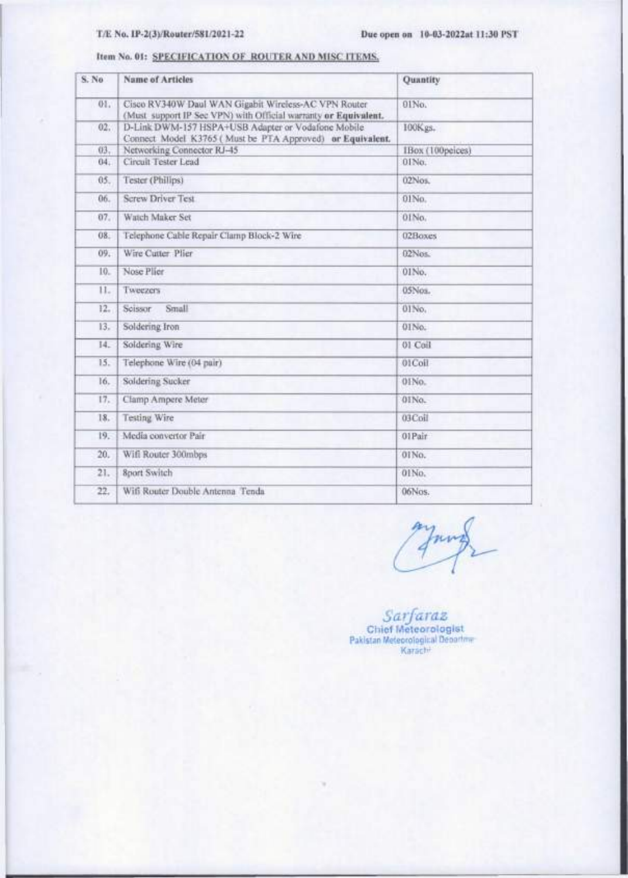T/E No. IP-2(3)/Router/581/2021-22 Due open on 10-03-2022at 11:30 PST

Item No. 01: **SPECIFICATION OF ROUTER AND MISC ITEMS.**

| S. No | Name of Articles | Quantity |
|---|---|---|
| 01. | Cisco RV340W Daul WAN Gigabit Wireless-AC VPN Router (Must support IP Sec VPN) with Official warranty **or Equivalent.** | 01No. |
| 02. | D-Link DWM-157 HSPA+USB Adapter or Vodafone Mobile Connect Model K3765 ( Must be PTA Approved) **or Equivalent.** | 100Kgs. |
| 03. | Networking Connector RJ-45 | 1Box (100peices) |
| 04. | Circuit Tester Lead | 01No. |
| 05. | Tester (Philips) | 02Nos. |
| 06. | Screw Driver Test | 01No. |
| 07. | Watch Maker Set | 01No. |
| 08. | Telephone Cable Repair Clamp Block-2 Wire | 02Boxes |
| 09. | Wire Cutter Plier | 02Nos. |
| 10. | Nose Plier | 01No. |
| 11. | Tweezers | 05Nos. |
| 12. | Scissor Small | 01No. |
| 13. | Soldering Iron | 01No. |
| 14. | Soldering Wire | 01 Coil |
| 15. | Telephone Wire (04 pair) | 01Coil |
| 16. | Soldering Sucker | 01No. |
| 17. | Clamp Ampere Meter | 01No. |
| 18. | Testing Wire | 03Coil |
| 19. | Media convertor Pair | 01Pair |
| 20. | Wifi Router 300mbps | 01No. |
| 21. | 8port Switch | 01No. |
| 22. | Wifi Router Double Antenna Tenda | 06Nos. |

Sarfaraz
Chief Meteorologist
Pakistan Meteorological Department
Karachi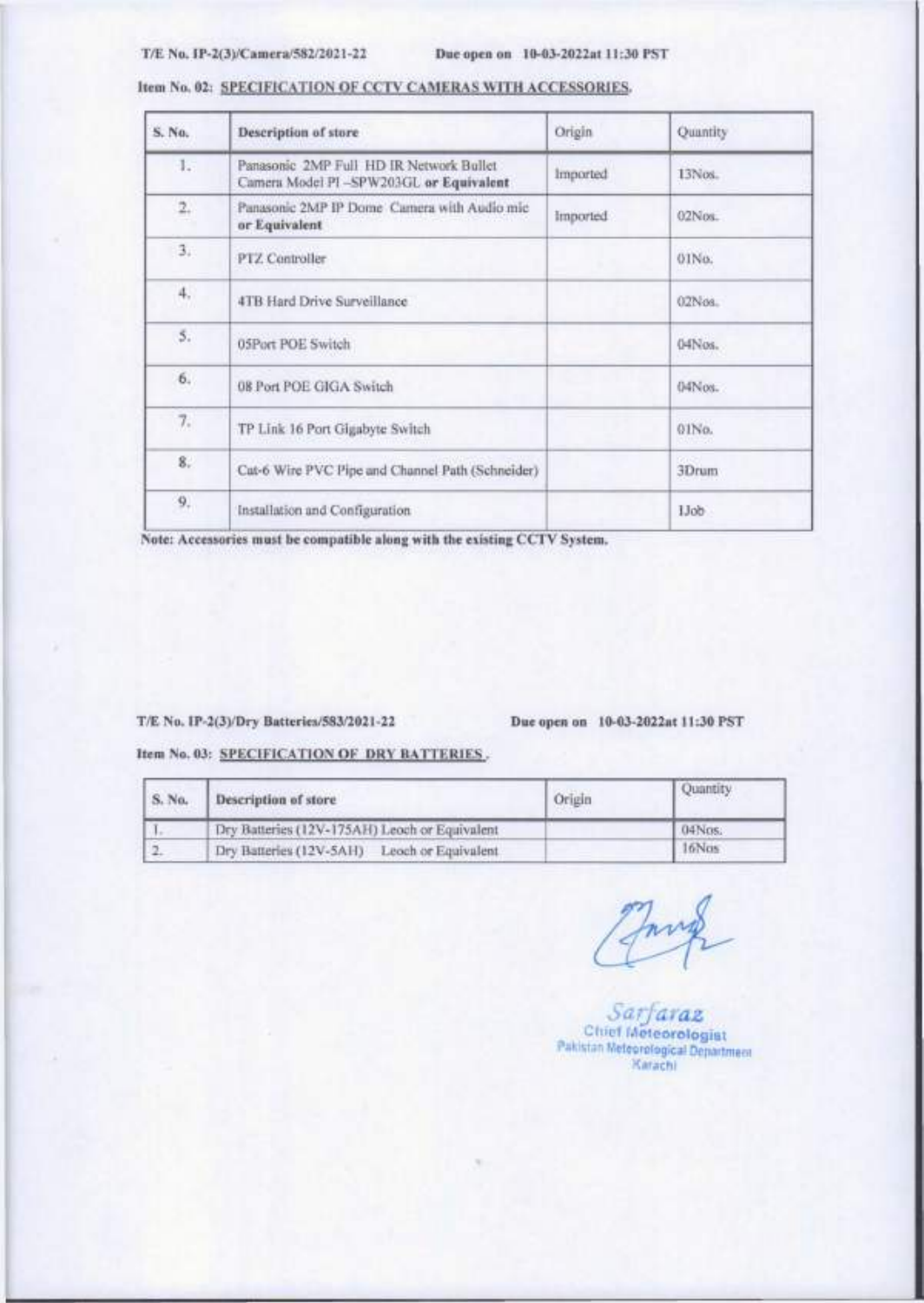**T/E No. IP-2(3)/Camera/582/2021-22** **Due open on 10-03-2022at 11:30 PST**

**Item No. 02: SPECIFICATION OF CCTV CAMERAS WITH ACCESSORIES.**

| S. No. | Description of store | Origin | Quantity |
|---|---|---|---|
| 1. | Panasonic 2MP Full HD IR Network Bullet Camera Model PI –SPW203GL **or Equivalent** | Imported | 13Nos. |
| 2. | Panasonic 2MP IP Dome Camera with Audio mic **or Equivalent** | Imported | 02Nos. |
| 3. | PTZ Controller | | 01No. |
| 4. | 4TB Hard Drive Surveillance | | 02Nos. |
| 5. | 05Port POE Switch | | 04Nos. |
| 6. | 08 Port POE GIGA Switch | | 04Nos. |
| 7. | TP Link 16 Port Gigabyte Switch | | 01No. |
| 8. | Cat-6 Wire PVC Pipe and Channel Path (Schneider) | | 3Drum |
| 9. | Installation and Configuration | | 1Job |

**Note: Accessories must be compatible along with the existing CCTV System.**

**T/E No. IP-2(3)/Dry Batteries/583/2021-22** **Due open on 10-03-2022at 11:30 PST**

**Item No. 03: SPECIFICATION OF DRY BATTERIES .**

| S. No. | Description of store | Origin | Quantity |
|---|---|---|---|
| 1. | Dry Batteries (12V-175AH) Leoch or Equivalent | | 04Nos. |
| 2. | Dry Batteries (12V-5AH) Leoch or Equivalent | | 16Nos |

Sarfaraz
Chief Meteorologist
Pakistan Meteorological Department
Karachi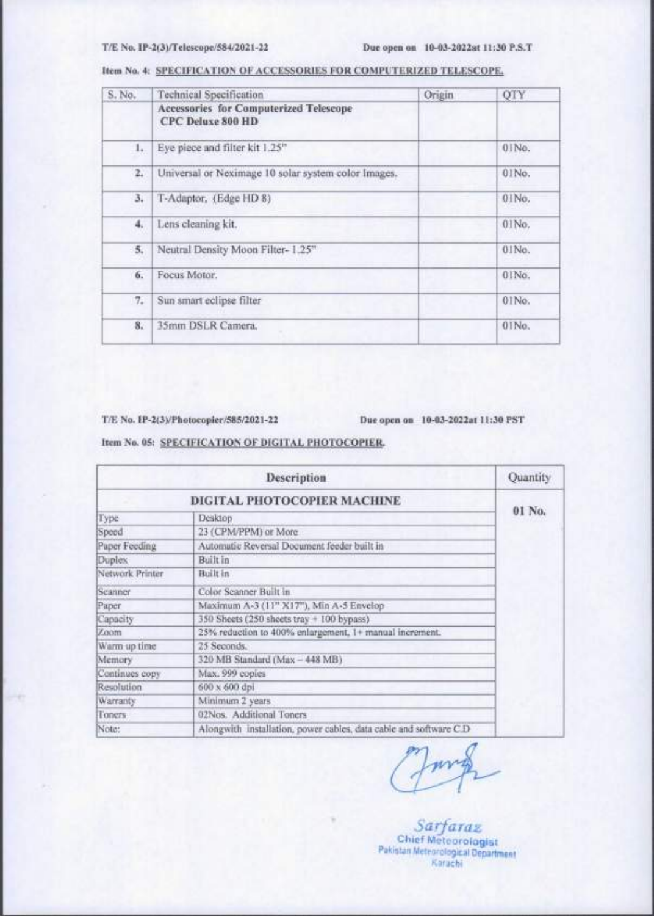T/E No. IP-2(3)/Telescope/584/2021-22 Due open on 10-03-2022at 11:30 P.S.T

**Item No. 4: SPECIFICATION OF ACCESSORIES FOR COMPUTERIZED TELESCOPE.**

| S. No. | Technical Specification | Origin | QTY |
|---|---|---|---|
| | **Accessories for Computerized Telescope CPC Deluxe 800 HD** | | |
| 1. | Eye piece and filter kit 1.25" | | 01No. |
| 2. | Universal or Neximage 10 solar system color Images. | | 01No. |
| 3. | T-Adaptor, (Edge HD 8) | | 01No. |
| 4. | Lens cleaning kit. | | 01No. |
| 5. | Neutral Density Moon Filter- 1.25" | | 01No. |
| 6. | Focus Motor. | | 01No. |
| 7. | Sun smart eclipse filter | | 01No. |
| 8. | 35mm DSLR Camera. | | 01No. |

T/E No. IP-2(3)/Photocopier/585/2021-22 Due open on 10-03-2022at 11:30 PST

**Item No. 05: SPECIFICATION OF DIGITAL PHOTOCOPIER.**

| Description | | Quantity |
|---|---|---|
| **DIGITAL PHOTOCOPIER MACHINE** | | **01 No.** |
| Type | Desktop | |
| Speed | 23 (CPM/PPM) or More | |
| Paper Feeding | Automatic Reversal Document feeder built in | |
| Duplex | Built in | |
| Network Printer | Built in | |
| Scanner | Color Scanner Built in | |
| Paper | Maximum A-3 (11" X17"), Min A-5 Envelop | |
| Capacity | 350 Sheets (250 sheets tray + 100 bypass) | |
| Zoom | 25% reduction to 400% enlargement, 1+ manual increment. | |
| Warm up time | 25 Seconds. | |
| Memory | 320 MB Standard (Max – 448 MB) | |
| Continues copy | Max. 999 copies | |
| Resolution | 600 x 600 dpi | |
| Warranty | Minimum 2 years | |
| Toners | 02Nos. Additional Toners | |
| Note: | Alongwith installation, power cables, data cable and software C.D | |

Sarfaraz
Chief Meteorologist
Pakistan Meteorological Department
Karachi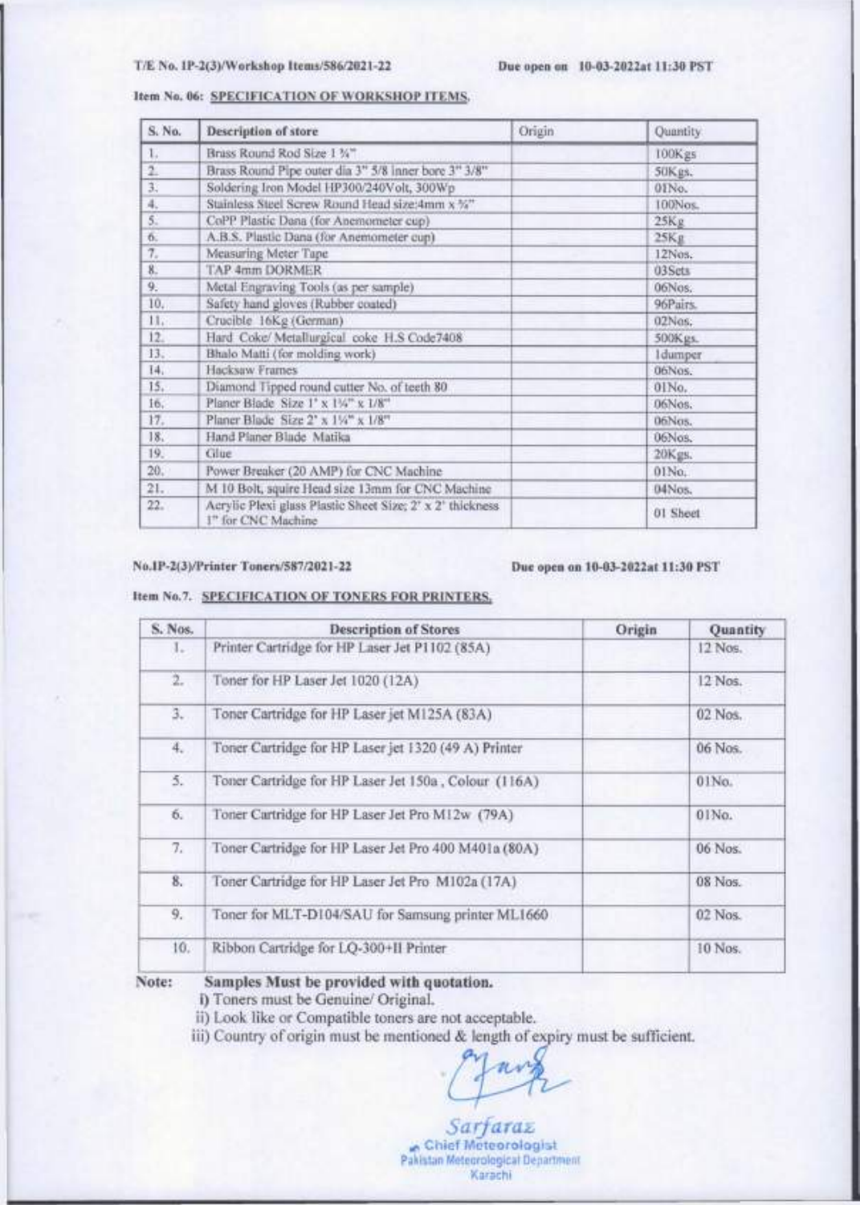T/E No. IP-2(3)/Workshop Items/586/2021-22 Due open on 10-03-2022at 11:30 PST

**Item No. 06: SPECIFICATION OF WORKSHOP ITEMS.**

| S. No. | Description of store | Origin | Quantity |
|---|---|---|---|
| 1. | Brass Round Rod Size 1 ¾" | | 100Kgs |
| 2. | Brass Round Pipe outer dia 3" 5/8 inner bore 3" 3/8" | | 50Kgs. |
| 3. | Soldering Iron Model HP300/240Volt, 300Wp | | 01No. |
| 4. | Stainless Steel Screw Round Head size:4mm x ¾" | | 100Nos. |
| 5. | CoPP Plastic Dana (for Anemometer cup) | | 25Kg |
| 6. | A.B.S. Plastic Dana (for Anemometer cup) | | 25Kg |
| 7. | Measuring Meter Tape | | 12Nos. |
| 8. | TAP 4mm DORMER | | 03Sets |
| 9. | Metal Engraving Tools (as per sample) | | 06Nos. |
| 10. | Safety hand gloves (Rubber coated) | | 96Pairs. |
| 11. | Crucible 16Kg (German) | | 02Nos. |
| 12. | Hard Coke/ Metallurgical coke H.S Code7408 | | 500Kgs. |
| 13. | Bhalo Matti (for molding work) | | 1dumper |
| 14. | Hacksaw Frames | | 06Nos. |
| 15. | Diamond Tipped round cutter No. of teeth 80 | | 01No. |
| 16. | Planer Blade Size 1' x 1¼" x 1/8" | | 06Nos. |
| 17. | Planer Blade Size 2' x 1¼" x 1/8" | | 06Nos. |
| 18. | Hand Planer Blade Matika | | 06Nos. |
| 19. | Glue | | 20Kgs. |
| 20. | Power Breaker (20 AMP) for CNC Machine | | 01No. |
| 21. | M 10 Bolt, squire Head size 13mm for CNC Machine | | 04Nos. |
| 22. | Acrylic Plexi glass Plastic Sheet Size; 2' x 2' thickness 1" for CNC Machine | | 01 Sheet |

No.IP-2(3)/Printer Toners/587/2021-22 Due open on 10-03-2022at 11:30 PST

**Item No.7. SPECIFICATION OF TONERS FOR PRINTERS.**

| S. Nos. | Description of Stores | Origin | Quantity |
|---|---|---|---|
| 1. | Printer Cartridge for HP Laser Jet P1102 (85A) | | 12 Nos. |
| 2. | Toner for HP Laser Jet 1020 (12A) | | 12 Nos. |
| 3. | Toner Cartridge for HP Laser jet M125A (83A) | | 02 Nos. |
| 4. | Toner Cartridge for HP Laser jet 1320 (49 A) Printer | | 06 Nos. |
| 5. | Toner Cartridge for HP Laser Jet 150a , Colour (116A) | | 01No. |
| 6. | Toner Cartridge for HP Laser Jet Pro M12w (79A) | | 01No. |
| 7. | Toner Cartridge for HP Laser Jet Pro 400 M401a (80A) | | 06 Nos. |
| 8. | Toner Cartridge for HP Laser Jet Pro M102a (17A) | | 08 Nos. |
| 9. | Toner for MLT-D104/SAU for Samsung printer ML1660 | | 02 Nos. |
| 10. | Ribbon Cartridge for LQ-300+II Printer | | 10 Nos. |

**Note: Samples Must be provided with quotation.**

i) Toners must be Genuine/ Original.

ii) Look like or Compatible toners are not acceptable.

iii) Country of origin must be mentioned & length of expiry must be sufficient.

Sarfaraz
Chief Meteorologist
Pakistan Meteorological Department
Karachi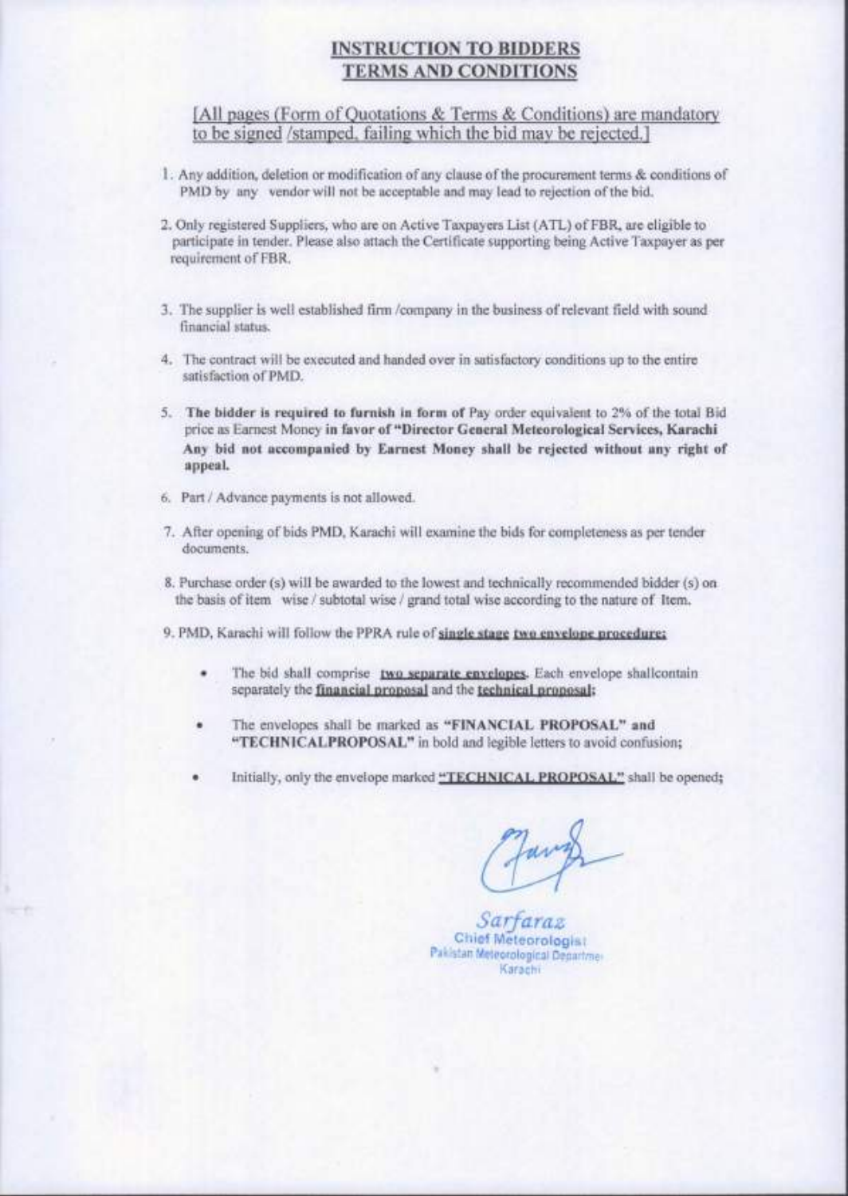## INSTRUCTION TO BIDDERS
## TERMS AND CONDITIONS

[All pages (Form of Quotations & Terms & Conditions) are mandatory to be signed /stamped, failing which the bid may be rejected.]

1. Any addition, deletion or modification of any clause of the procurement terms & conditions of PMD by any vendor will not be acceptable and may lead to rejection of the bid.

2. Only registered Suppliers, who are on Active Taxpayers List (ATL) of FBR, are eligible to participate in tender. Please also attach the Certificate supporting being Active Taxpayer as per requirement of FBR.

3. The supplier is well established firm /company in the business of relevant field with sound financial status.

4. The contract will be executed and handed over in satisfactory conditions up to the entire satisfaction of PMD.

5. **The bidder is required to furnish in form of** Pay order equivalent to 2% of the total Bid price as Earnest Money **in favor of "Director General Meteorological Services, Karachi Any bid not accompanied by Earnest Money shall be rejected without any right of appeal.**

6. Part / Advance payments is not allowed.

7. After opening of bids PMD, Karachi will examine the bids for completeness as per tender documents.

8. Purchase order (s) will be awarded to the lowest and technically recommended bidder (s) on the basis of item wise / subtotal wise / grand total wise according to the nature of Item.

9. PMD, Karachi will follow the PPRA rule of **single stage two envelope procedure;**

   - The bid shall comprise **two separate envelopes**. Each envelope shallcontain separately the **financial proposal** and the **technical proposal**;
   - The envelopes shall be marked as **"FINANCIAL PROPOSAL"** and **"TECHNICALPROPOSAL"** in bold and legible letters to avoid confusion;
   - Initially, only the envelope marked **"TECHNICAL PROPOSAL"** shall be opened;

Sarfaraz
Chief Meteorologist
Pakistan Meteorological Department
Karachi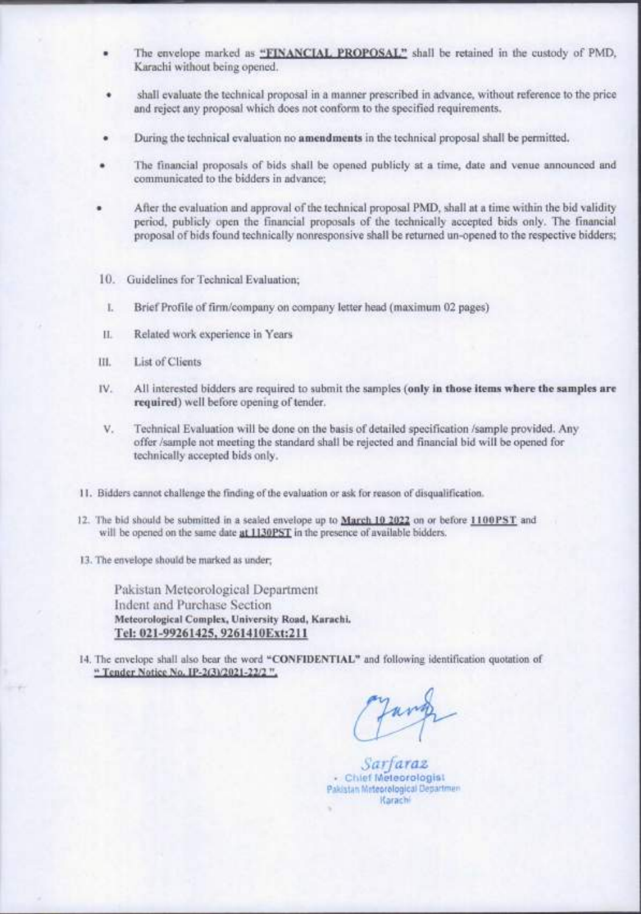- The envelope marked as **"FINANCIAL PROPOSAL"** shall be retained in the custody of PMD, Karachi without being opened.
- shall evaluate the technical proposal in a manner prescribed in advance, without reference to the price and reject any proposal which does not conform to the specified requirements.
- During the technical evaluation no **amendments** in the technical proposal shall be permitted.
- The financial proposals of bids shall be opened publicly at a time, date and venue announced and communicated to the bidders in advance;
- After the evaluation and approval of the technical proposal PMD, shall at a time within the bid validity period, publicly open the financial proposals of the technically accepted bids only. The financial proposal of bids found technically nonresponsive shall be returned un-opened to the respective bidders;

10. Guidelines for Technical Evaluation;

    I. Brief Profile of firm/company on company letter head (maximum 02 pages)

    II. Related work experience in Years

    III. List of Clients

    IV. All interested bidders are required to submit the samples (**only in those items where the samples are required**) well before opening of tender.

    V. Technical Evaluation will be done on the basis of detailed specification /sample provided. Any offer /sample not meeting the standard shall be rejected and financial bid will be opened for technically accepted bids only.

11. Bidders cannot challenge the finding of the evaluation or ask for reason of disqualification.

12. The bid should be submitted in a sealed envelope up to **March 10 2022** on or before **1100PST** and will be opened on the same date **at 1130PST** in the presence of available bidders.

13. The envelope should be marked as under;

    Pakistan Meteorological Department
    Indent and Purchase Section
    **Meteorological Complex, University Road, Karachi.**
    **Tel: 021-99261425, 9261410Ext:211**

14. The envelope shall also bear the word **"CONFIDENTIAL"** and following identification quotation of **" Tender Notice No. IP-2(3)/2021-22/2 ".**

Sarfaraz
Chief Meteorologist
Pakistan Meteorological Department
Karachi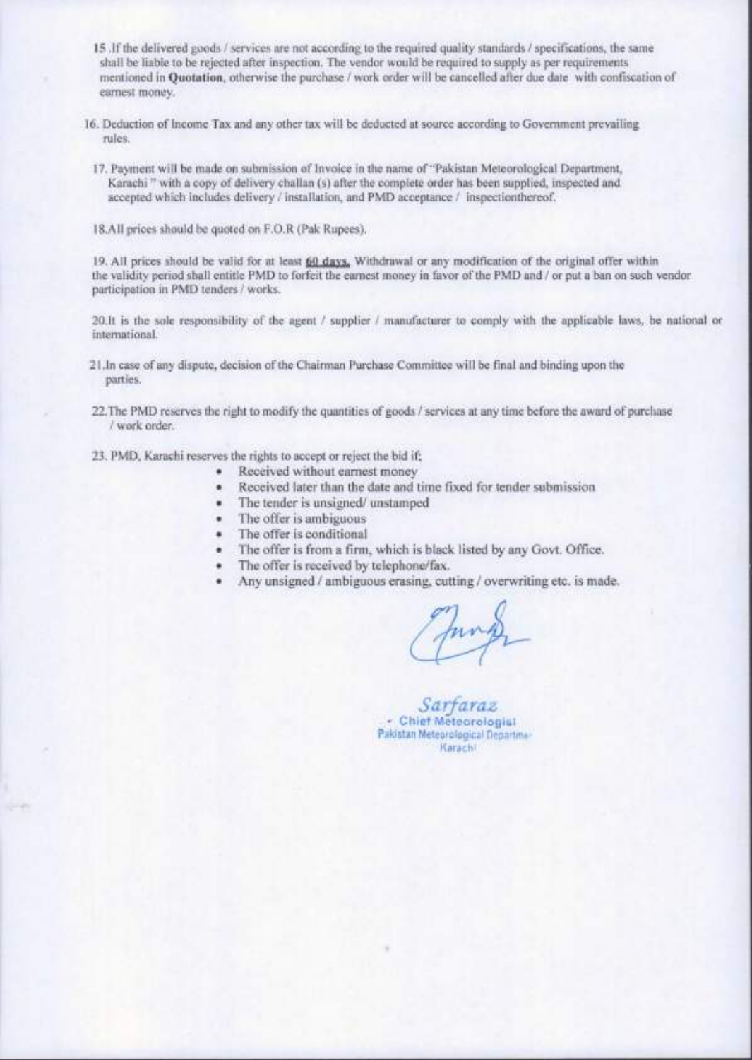15 .If the delivered goods / services are not according to the required quality standards / specifications, the same shall be liable to be rejected after inspection. The vendor would be required to supply as per requirements mentioned in **Quotation**, otherwise the purchase / work order will be cancelled after due date with confiscation of earnest money.

16. Deduction of Income Tax and any other tax will be deducted at source according to Government prevailing rules.

17. Payment will be made on submission of Invoice in the name of "Pakistan Meteorological Department, Karachi " with a copy of delivery challan (s) after the complete order has been supplied, inspected and accepted which includes delivery / installation, and PMD acceptance / inspectionthereof.

18.All prices should be quoted on F.O.R (Pak Rupees).

19. All prices should be valid for at least **60 days.** Withdrawal or any modification of the original offer within the validity period shall entitle PMD to forfeit the earnest money in favor of the PMD and / or put a ban on such vendor participation in PMD tenders / works.

20.It is the sole responsibility of the agent / supplier / manufacturer to comply with the applicable laws, be national or international.

21.In case of any dispute, decision of the Chairman Purchase Committee will be final and binding upon the parties.

22.The PMD reserves the right to modify the quantities of goods / services at any time before the award of purchase / work order.

23. PMD, Karachi reserves the rights to accept or reject the bid if;

- Received without earnest money
- Received later than the date and time fixed for tender submission
- The tender is unsigned/ unstamped
- The offer is ambiguous
- The offer is conditional
- The offer is from a firm, which is black listed by any Govt. Office.
- The offer is received by telephone/fax.
- Any unsigned / ambiguous erasing, cutting / overwriting etc. is made.

*Sarfaraz*
Chief Meteorologist
Pakistan Meteorological Department
Karachi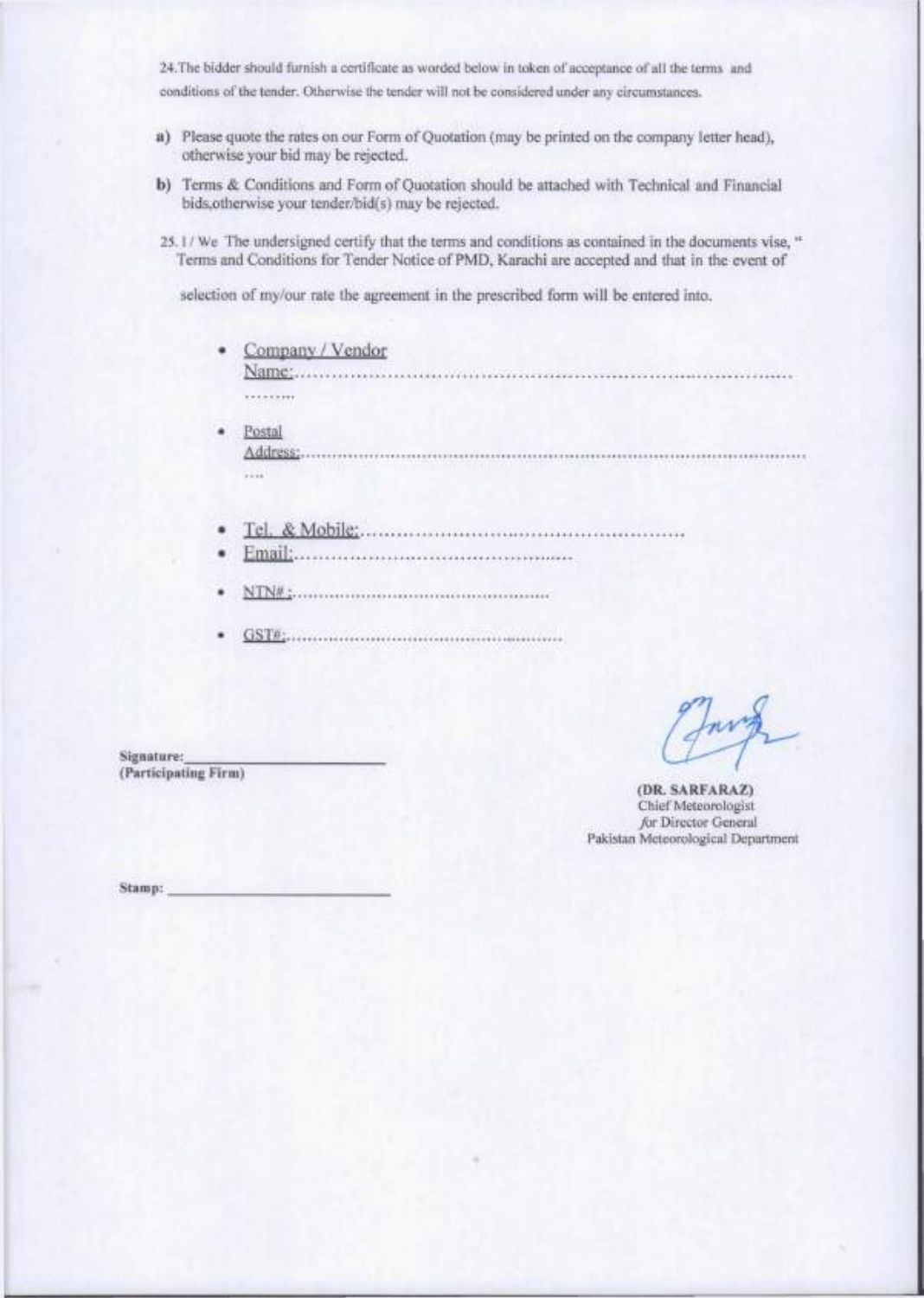24.The bidder should furnish a certificate as worded below in token of acceptance of all the terms and conditions of the tender. Otherwise the tender will not be considered under any circumstances.

a) Please quote the rates on our Form of Quotation (may be printed on the company letter head), otherwise your bid may be rejected.

b) Terms & Conditions and Form of Quotation should be attached with Technical and Financial bids,otherwise your tender/bid(s) may be rejected.

25. I / We The undersigned certify that the terms and conditions as contained in the documents vise, " Terms and Conditions for Tender Notice of PMD, Karachi are accepted and that in the event of selection of my/our rate the agreement in the prescribed form will be entered into.

- Company / Vendor Name:..........................................................................................
- Postal Address:..........................................................................................
- Tel. & Mobile:..........................................................
- Email:................................................
- NTN# :................................................
- GST#:................................................

**Signature:** ____________________
**(Participating Firm)**

**(DR. SARFARAZ)**
Chief Meteorologist
for Director General
Pakistan Meteorological Department

**Stamp:** ____________________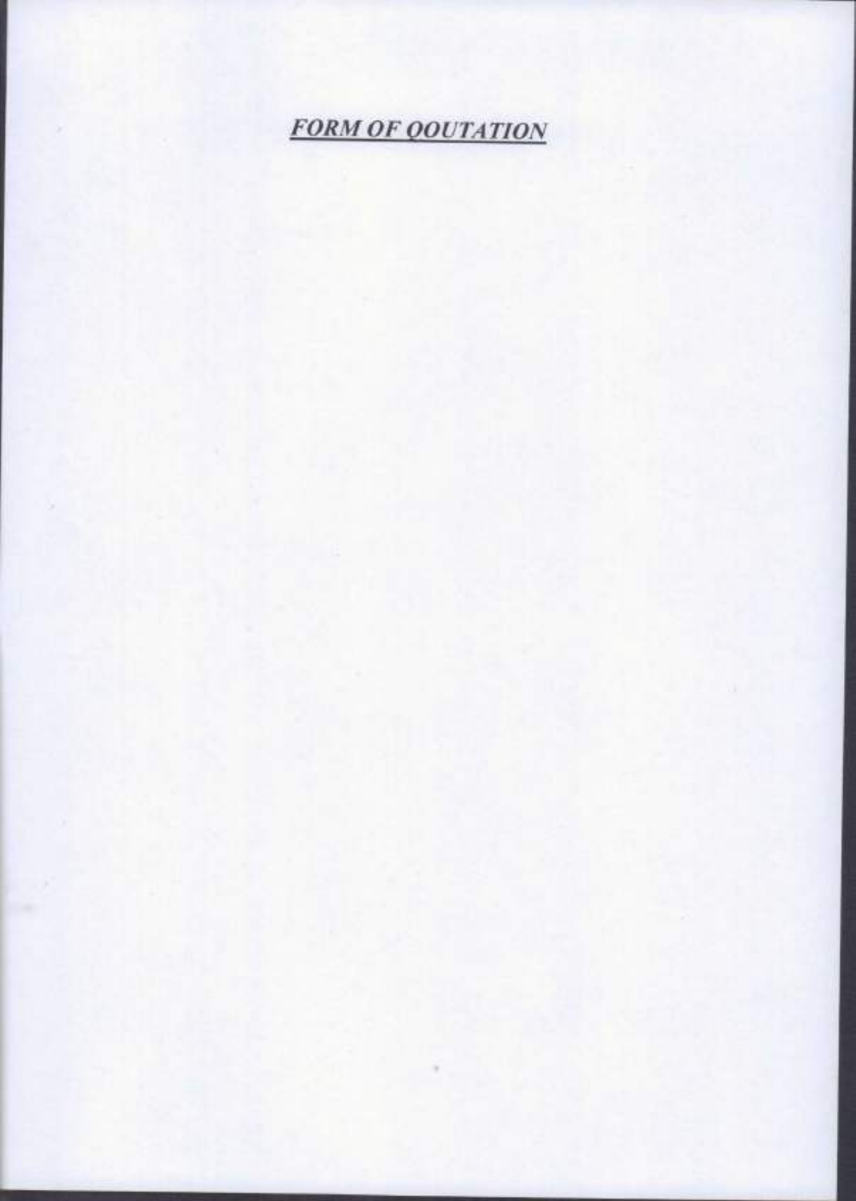***FORM OF QOUTATION***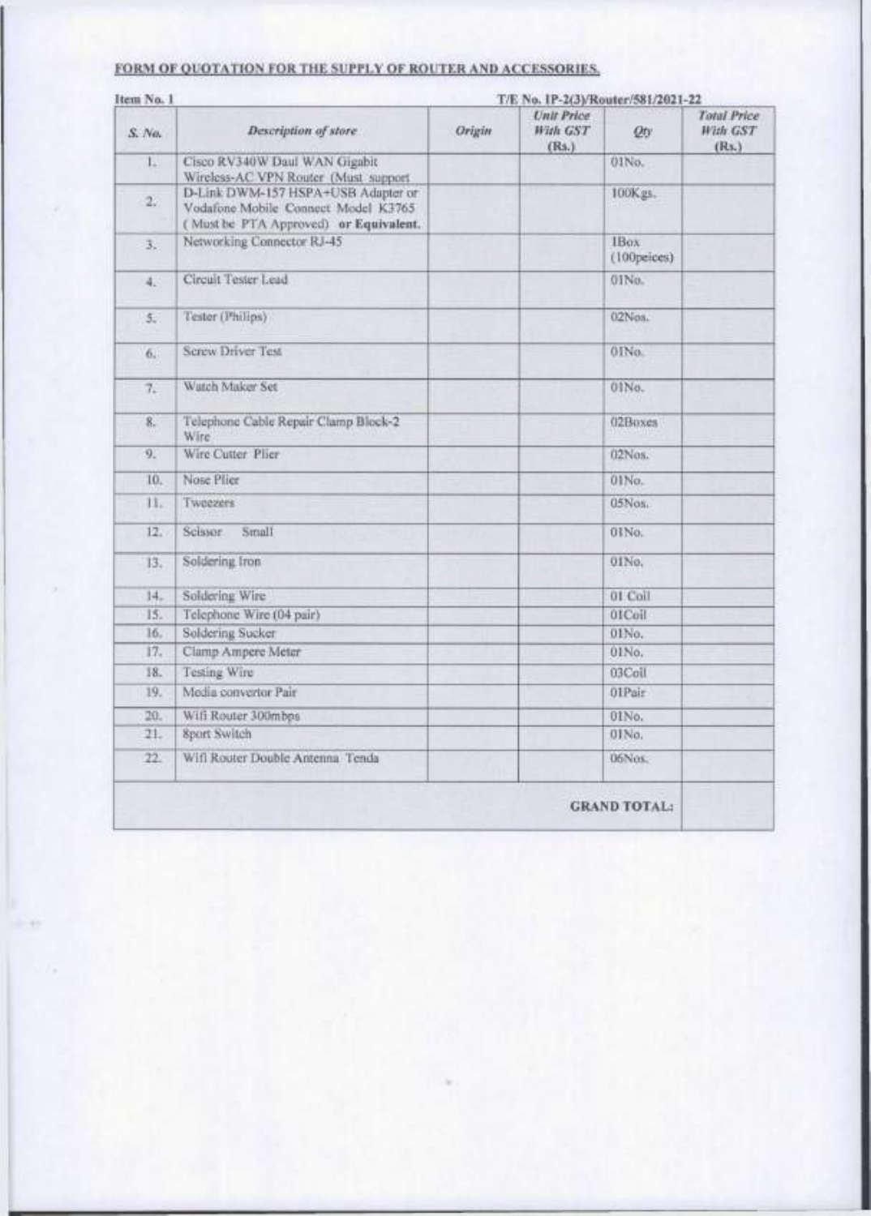**FORM OF QUOTATION FOR THE SUPPLY OF ROUTER AND ACCESSORIES.**

Item No. 1 T/E No. IP-2(3)/Router/581/2021-22

| *S. No.* | *Description of store* | *Origin* | *Unit Price With GST (Rs.)* | *Qty* | *Total Price With GST (Rs.)* |
|---|---|---|---|---|---|
| 1. | Cisco RV340W Daul WAN Gigabit Wireless-AC VPN Router (Must support | | | 01No. | |
| 2. | D-Link DWM-157 HSPA+USB Adapter or Vodafone Mobile Connect Model K3765 ( Must be PTA Approved) **or Equivalent.** | | | 100Kgs. | |
| 3. | Networking Connector RJ-45 | | | 1Box (100peices) | |
| 4. | Circuit Tester Lead | | | 01No. | |
| 5. | Tester (Philips) | | | 02Nos. | |
| 6. | Screw Driver Test | | | 01No. | |
| 7. | Watch Maker Set | | | 01No. | |
| 8. | Telephone Cable Repair Clamp Block-2 Wire | | | 02Boxes | |
| 9. | Wire Cutter Plier | | | 02Nos. | |
| 10. | Nose Plier | | | 01No. | |
| 11. | Tweezers | | | 05Nos. | |
| 12. | Scissor Small | | | 01No. | |
| 13. | Soldering Iron | | | 01No. | |
| 14. | Soldering Wire | | | 01 Coil | |
| 15. | Telephone Wire (04 pair) | | | 01Coil | |
| 16. | Soldering Sucker | | | 01No. | |
| 17. | Clamp Ampere Meter | | | 01No. | |
| 18. | Testing Wire | | | 03Coil | |
| 19. | Media convertor Pair | | | 01Pair | |
| 20. | Wifi Router 300mbps | | | 01No. | |
| 21. | 8port Switch | | | 01No. | |
| 22. | Wifi Router Double Antenna Tenda | | | 06Nos. | |
| | | | | **GRAND TOTAL:** | |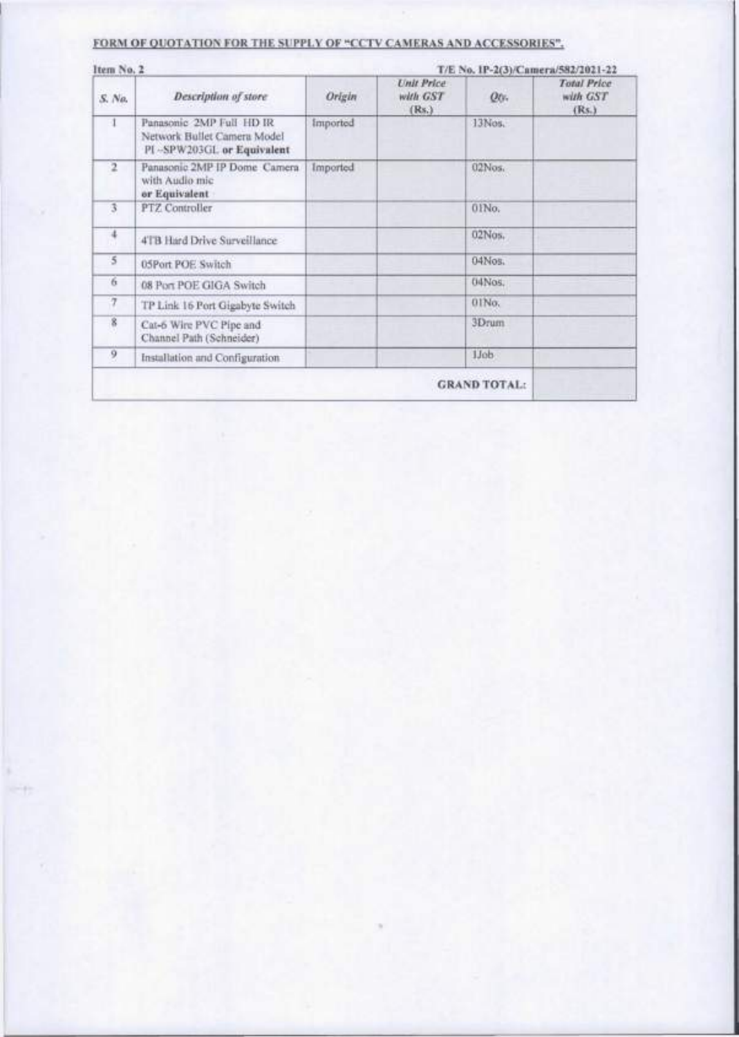## FORM OF QUOTATION FOR THE SUPPLY OF "CCTV CAMERAS AND ACCESSORIES".

**Item No. 2** **T/E No. IP-2(3)/Camera/582/2021-22**

| *S. No.* | *Description of store* | *Origin* | *Unit Price with GST (Rs.)* | *Qty.* | *Total Price with GST (Rs.)* |
|---|---|---|---|---|---|
| 1 | Panasonic 2MP Full HD IR Network Bullet Camera Model PI -SPW203GL **or Equivalent** | Imported | | 13Nos. | |
| 2 | Panasonic 2MP IP Dome Camera with Audio mic **or Equivalent** | Imported | | 02Nos. | |
| 3 | PTZ Controller | | | 01No. | |
| 4 | 4TB Hard Drive Surveillance | | | 02Nos. | |
| 5 | 05Port POE Switch | | | 04Nos. | |
| 6 | 08 Port POE GIGA Switch | | | 04Nos. | |
| 7 | TP Link 16 Port Gigabyte Switch | | | 01No. | |
| 8 | Cat-6 Wire PVC Pipe and Channel Path (Schneider) | | | 3Drum | |
| 9 | Installation and Configuration | | | 1Job | |
| | | | | **GRAND TOTAL:** | |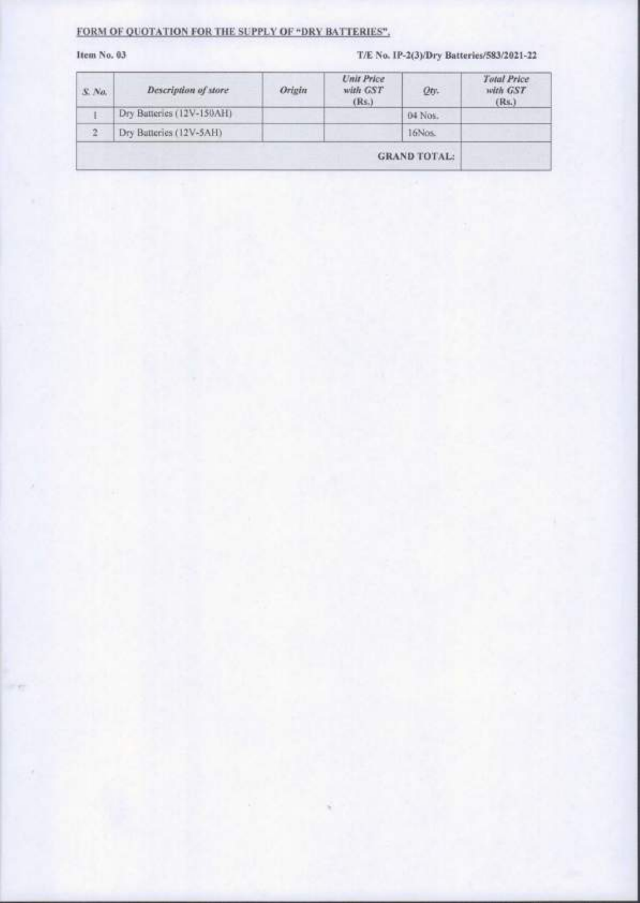**FORM OF QUOTATION FOR THE SUPPLY OF "DRY BATTERIES".**

**Item No. 03** **T/E No. IP-2(3)/Dry Batteries/583/2021-22**

| *S. No.* | *Description of store* | *Origin* | *Unit Price with GST* (Rs.) | *Qty.* | *Total Price with GST* (Rs.) |
|---|---|---|---|---|---|
| 1 | Dry Batteries (12V-150AH) | | | 04 Nos. | |
| 2 | Dry Batteries (12V-5AH) | | | 16Nos. | |
| | | | | **GRAND TOTAL:** | |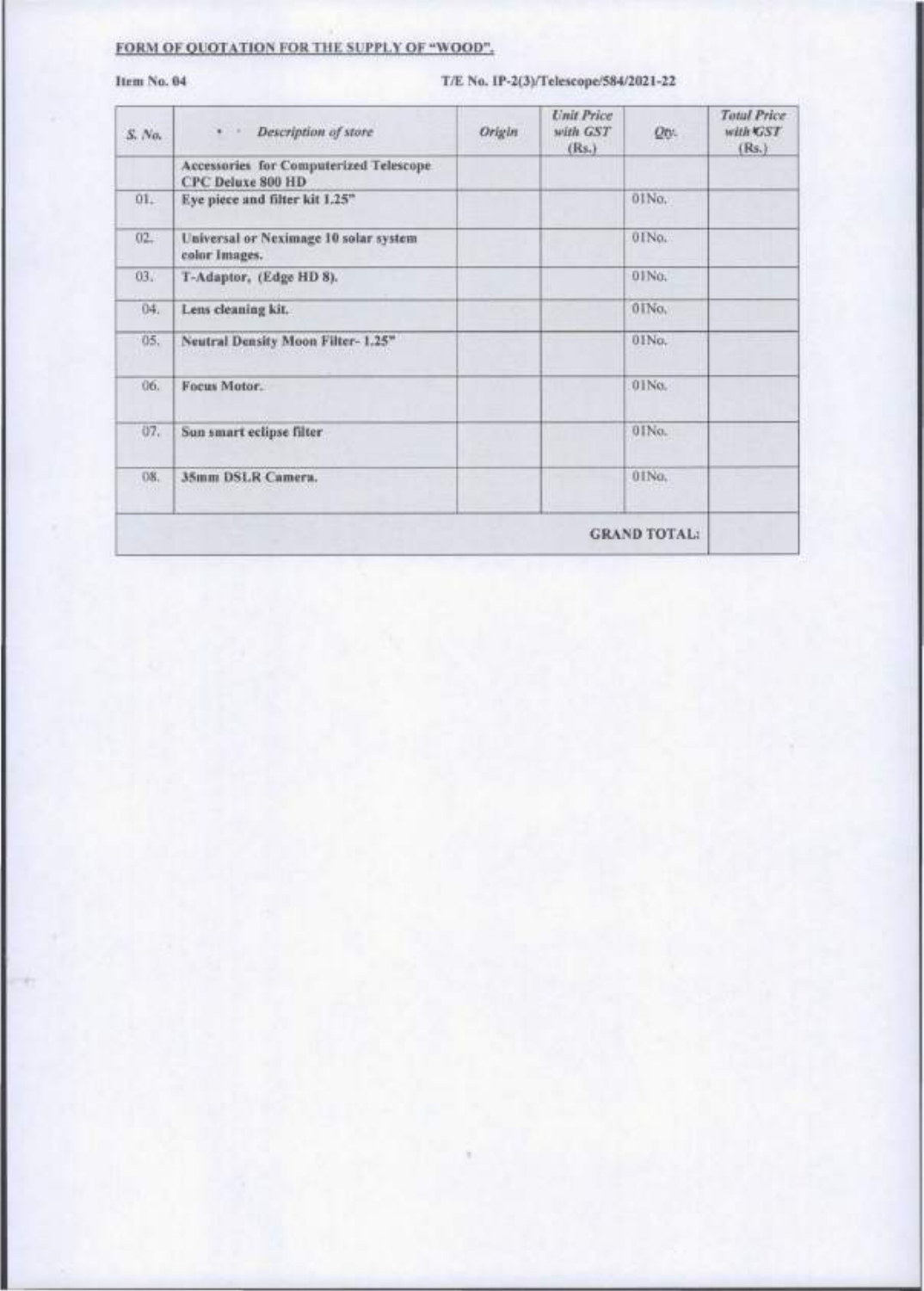**FORM OF QUOTATION FOR THE SUPPLY OF "WOOD".**

**Item No. 04** T/E No. IP-2(3)/Telescope/584/2021-22

| *S. No.* | *Description of store* | *Origin* | *Unit Price with GST (Rs.)* | *Qty.* | *Total Price with GST (Rs.)* |
|---|---|---|---|---|---|
| | **Accessories for Computerized Telescope CPC Deluxe 800 HD** | | | | |
| 01. | **Eye piece and filter kit 1.25"** | | | 01No. | |
| 02. | **Universal or Neximage 10 solar system color Images.** | | | 01No. | |
| 03. | **T-Adaptor, (Edge HD 8).** | | | 01No. | |
| 04. | **Lens cleaning kit.** | | | 01No. | |
| 05. | **Neutral Density Moon Filter- 1.25"** | | | 01No. | |
| 06. | **Focus Motor.** | | | 01No. | |
| 07. | **Sun smart eclipse filter** | | | 01No. | |
| 08. | **35mm DSLR Camera.** | | | 01No. | |
| | | | | **GRAND TOTAL:** | |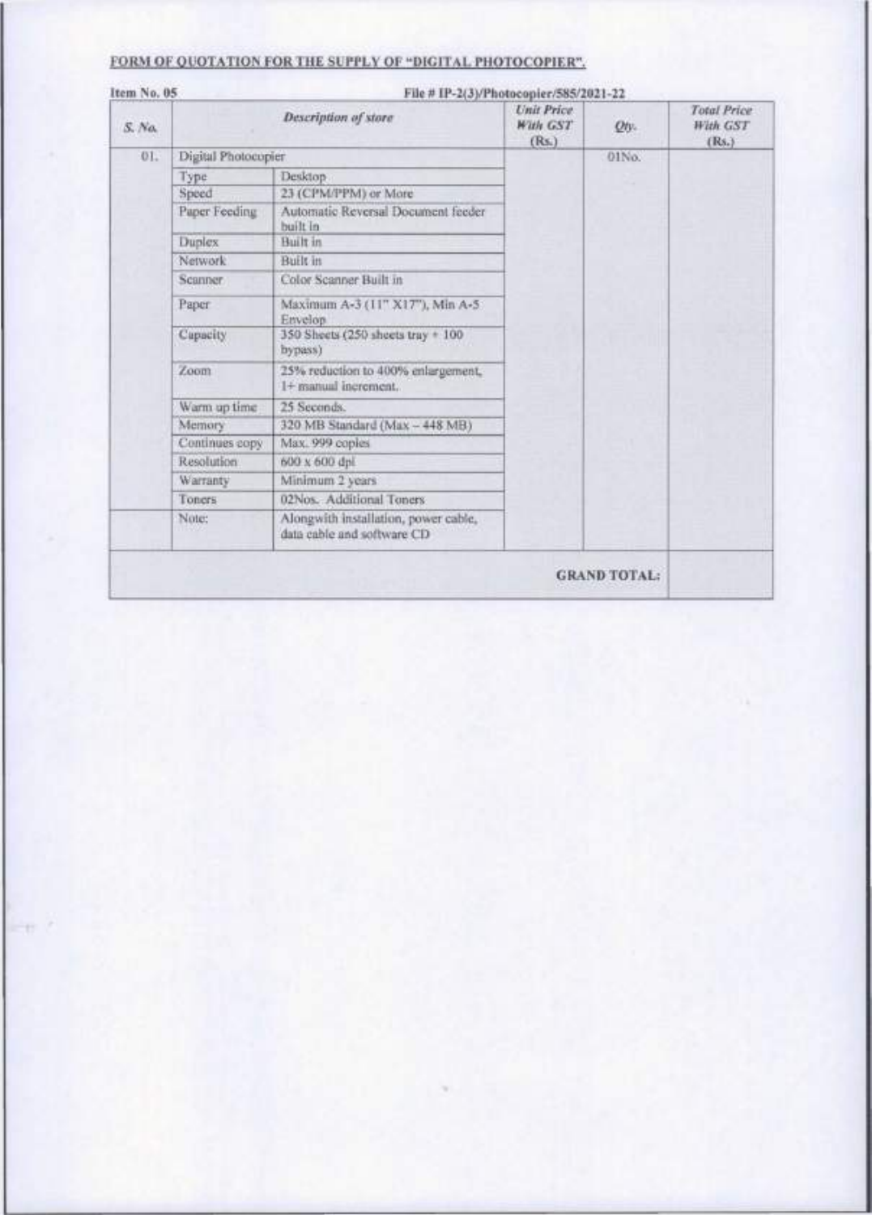**FORM OF QUOTATION FOR THE SUPPLY OF "DIGITAL PHOTOCOPIER".**

**Item No. 05** File # IP-2(3)/Photocopier/585/2021-22

| S. No. | Description of store | | Unit Price With GST (Rs.) | Qty. | Total Price With GST (Rs.) |
|---|---|---|---|---|---|
| 01. | Digital Photocopier | | | 01No. | |
| | Type | Desktop | | | |
| | Speed | 23 (CPM/PPM) or More | | | |
| | Paper Feeding | Automatic Reversal Document feeder built in | | | |
| | Duplex | Built in | | | |
| | Network | Built in | | | |
| | Scanner | Color Scanner Built in | | | |
| | Paper | Maximum A-3 (11" X17"), Min A-5 Envelop | | | |
| | Capacity | 350 Sheets (250 sheets tray + 100 bypass) | | | |
| | Zoom | 25% reduction to 400% enlargement, 1+ manual increment. | | | |
| | Warm up time | 25 Seconds. | | | |
| | Memory | 320 MB Standard (Max – 448 MB) | | | |
| | Continues copy | Max. 999 copies | | | |
| | Resolution | 600 x 600 dpi | | | |
| | Warranty | Minimum 2 years | | | |
| | Toners | 02Nos. Additional Toners | | | |
| | Note: | Alongwith installation, power cable, data cable and software CD | | | |
| | | | | **GRAND TOTAL:** | |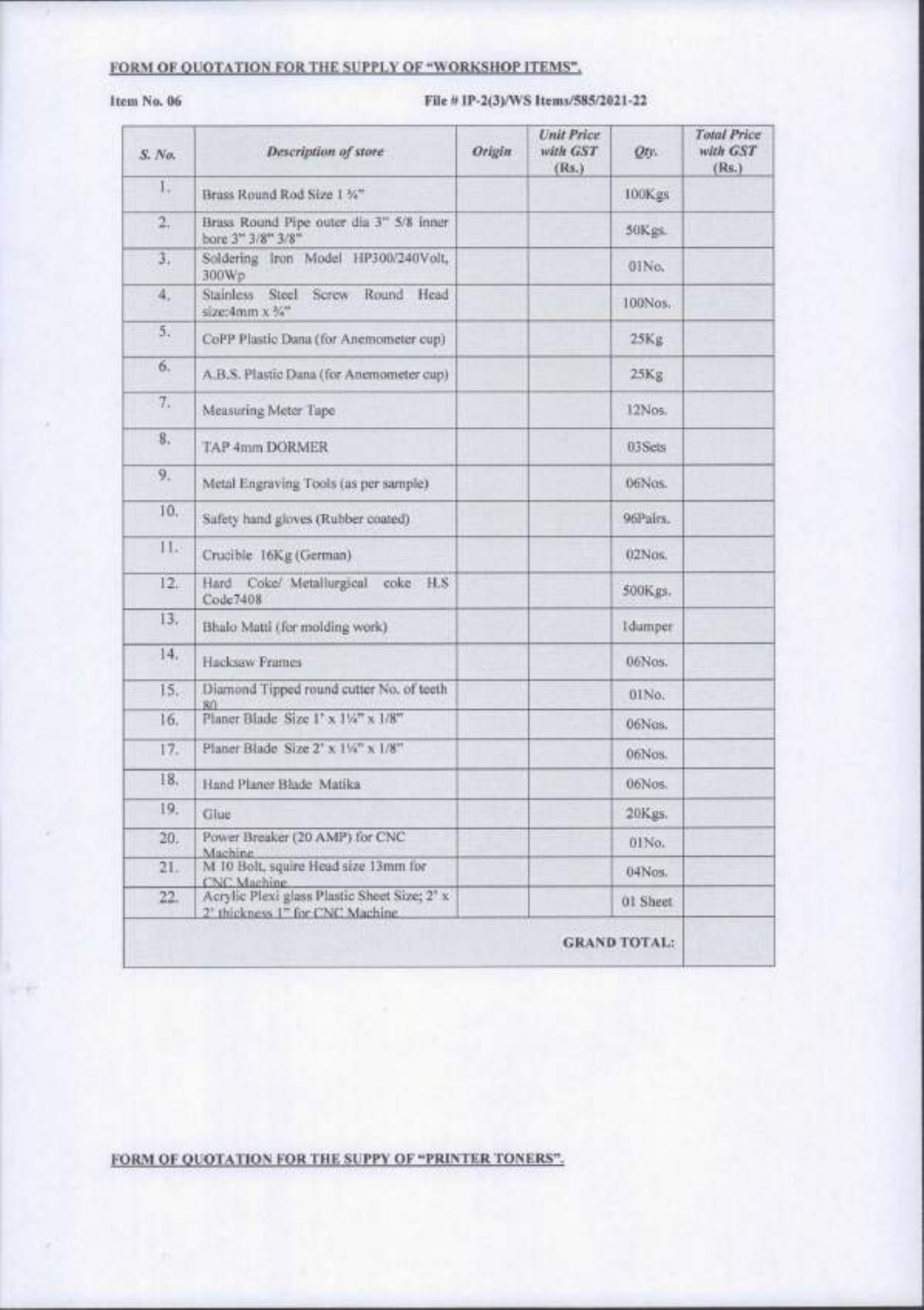## FORM OF QUOTATION FOR THE SUPPLY OF "WORKSHOP ITEMS".

**Item No. 06** File # IP-2(3)/WS Items/585/2021-22

| *S. No.* | *Description of store* | *Origin* | *Unit Price with GST (Rs.)* | *Qty.* | *Total Price with GST (Rs.)* |
|---|---|---|---|---|---|
| 1. | Brass Round Rod Size 1 ¾" | | | 100Kgs | |
| 2. | Brass Round Pipe outer dia 3" 5/8 inner bore 3" 3/8" 3/8" | | | 50Kgs. | |
| 3. | Soldering Iron Model HP300/240Volt, 300Wp | | | 01No. | |
| 4. | Stainless Steel Screw Round Head size:4mm x ¾" | | | 100Nos. | |
| 5. | CoPP Plastic Dana (for Anemometer cup) | | | 25Kg | |
| 6. | A.B.S. Plastic Dana (for Anemometer cup) | | | 25Kg | |
| 7. | Measuring Meter Tape | | | 12Nos. | |
| 8. | TAP 4mm DORMER | | | 03Sets | |
| 9. | Metal Engraving Tools (as per sample) | | | 06Nos. | |
| 10. | Safety hand gloves (Rubber coated) | | | 96Pairs. | |
| 11. | Crucible 16Kg (German) | | | 02Nos. | |
| 12. | Hard Coke/ Metallurgical coke H.S Code7408 | | | 500Kgs. | |
| 13. | Bhalo Matti (for molding work) | | | 1dumper | |
| 14. | Hacksaw Frames | | | 06Nos. | |
| 15. | Diamond Tipped round cutter No. of teeth 80 | | | 01No. | |
| 16. | Planer Blade Size 1' x 1¼" x 1/8" | | | 06Nos. | |
| 17. | Planer Blade Size 2' x 1¼" x 1/8" | | | 06Nos. | |
| 18. | Hand Planer Blade Matika | | | 06Nos. | |
| 19. | Glue | | | 20Kgs. | |
| 20. | Power Breaker (20 AMP) for CNC Machine | | | 01No. | |
| 21. | M 10 Bolt, squire Head size 13mm for CNC Machine | | | 04Nos. | |
| 22. | Acrylic Plexi glass Plastic Sheet Size; 2' x 2' thickness 1" for CNC Machine | | | 01 Sheet | |
| | | | | **GRAND TOTAL:** | |

## FORM OF QUOTATION FOR THE SUPPY OF "PRINTER TONERS".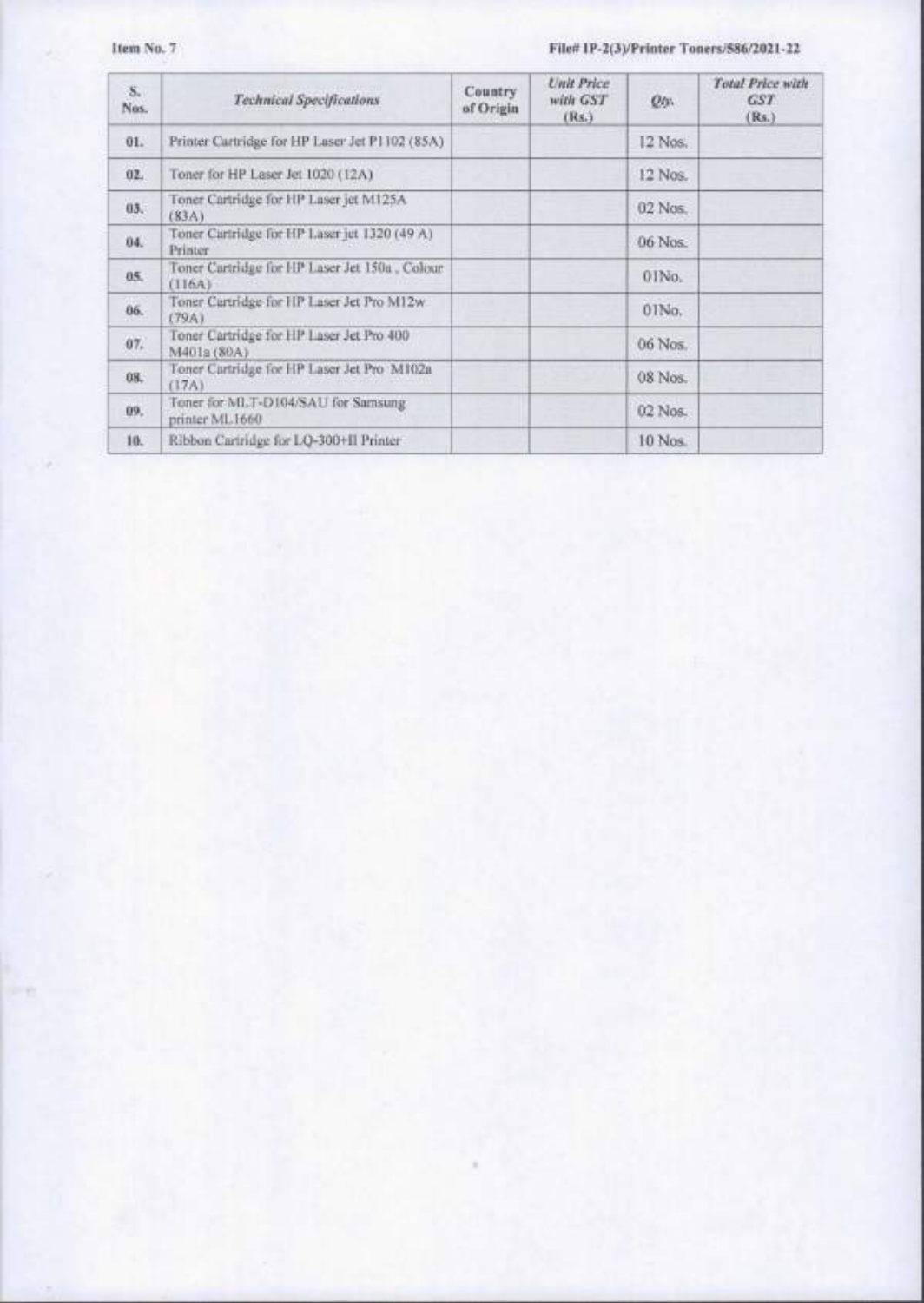Item No. 7

File# IP-2(3)/Printer Toners/586/2021-22

| S. Nos. | *Technical Specifications* | Country of Origin | *Unit Price with GST* (Rs.) | *Qty.* | *Total Price with GST* (Rs.) |
|---|---|---|---|---|---|
| 01. | Printer Cartridge for HP Laser Jet P1102 (85A) | | | 12 Nos. | |
| 02. | Toner for HP Laser Jet 1020 (12A) | | | 12 Nos. | |
| 03. | Toner Cartridge for HP Laser jet M125A (83A) | | | 02 Nos. | |
| 04. | Toner Cartridge for HP Laser jet 1320 (49 A) Printer | | | 06 Nos. | |
| 05. | Toner Cartridge for HP Laser Jet 150a , Colour (116A) | | | 01No. | |
| 06. | Toner Cartridge for HP Laser Jet Pro M12w (79A) | | | 01No. | |
| 07. | Toner Cartridge for HP Laser Jet Pro 400 M401a (80A) | | | 06 Nos. | |
| 08. | Toner Cartridge for HP Laser Jet Pro M102a (17A) | | | 08 Nos. | |
| 09. | Toner for MLT-D104/SAU for Samsung printer ML1660 | | | 02 Nos. | |
| 10. | Ribbon Cartridge for LQ-300+II Printer | | | 10 Nos. | |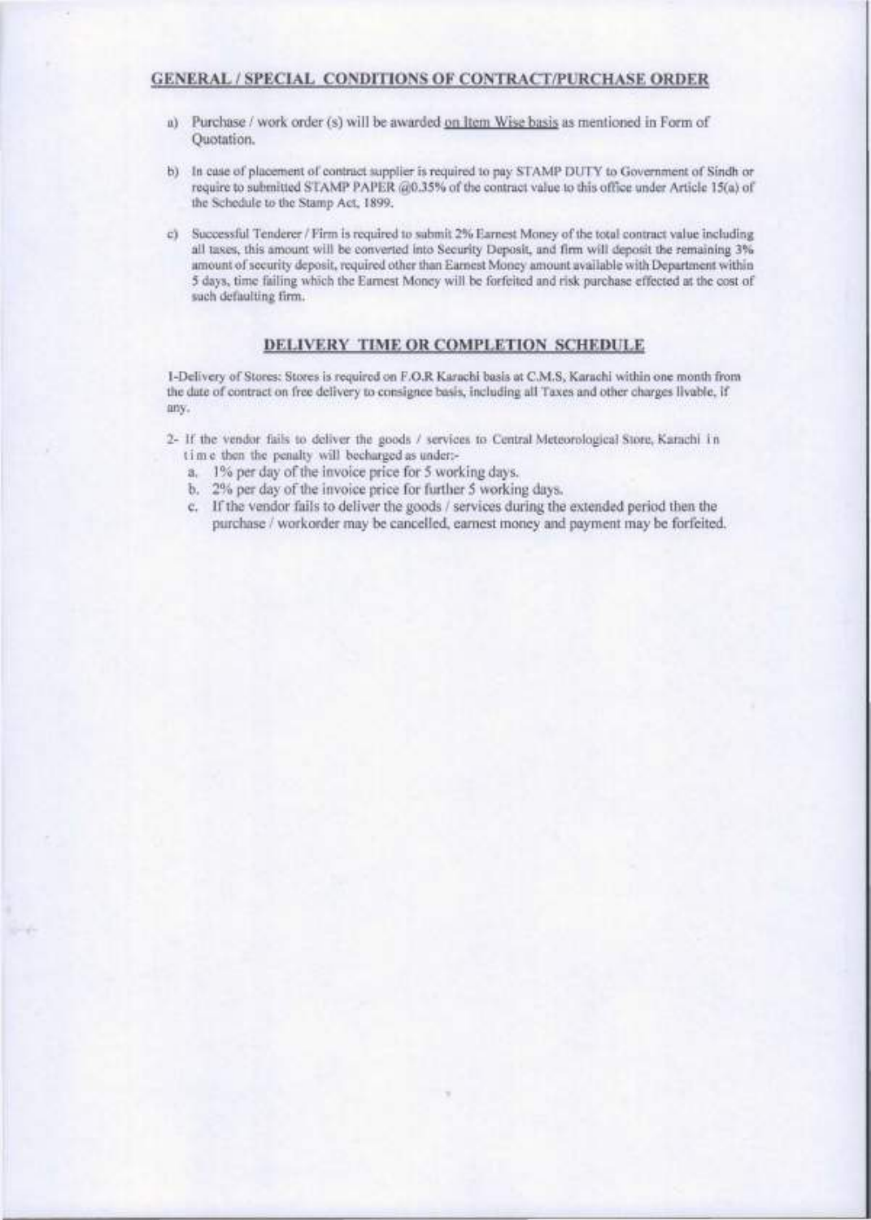## GENERAL / SPECIAL CONDITIONS OF CONTRACT/PURCHASE ORDER

a) Purchase / work order (s) will be awarded on Item Wise basis as mentioned in Form of Quotation.

b) In case of placement of contract supplier is required to pay STAMP DUTY to Government of Sindh or require to submitted STAMP PAPER @0.35% of the contract value to this office under Article 15(a) of the Schedule to the Stamp Act, 1899.

c) Successful Tenderer / Firm is required to submit 2% Earnest Money of the total contract value including all taxes, this amount will be converted into Security Deposit, and firm will deposit the remaining 3% amount of security deposit, required other than Earnest Money amount available with Department within 5 days, time failing which the Earnest Money will be forfeited and risk purchase effected at the cost of such defaulting firm.

## DELIVERY TIME OR COMPLETION SCHEDULE

1-Delivery of Stores: Stores is required on F.O.R Karachi basis at C.M.S, Karachi within one month from the date of contract on free delivery to consignee basis, including all Taxes and other charges livable, if any.

2- If the vendor fails to deliver the goods / services to Central Meteorological Store, Karachi in time then the penalty will becharged as under:-

a. 1% per day of the invoice price for 5 working days.
b. 2% per day of the invoice price for further 5 working days.
c. If the vendor fails to deliver the goods / services during the extended period then the purchase / workorder may be cancelled, earnest money and payment may be forfeited.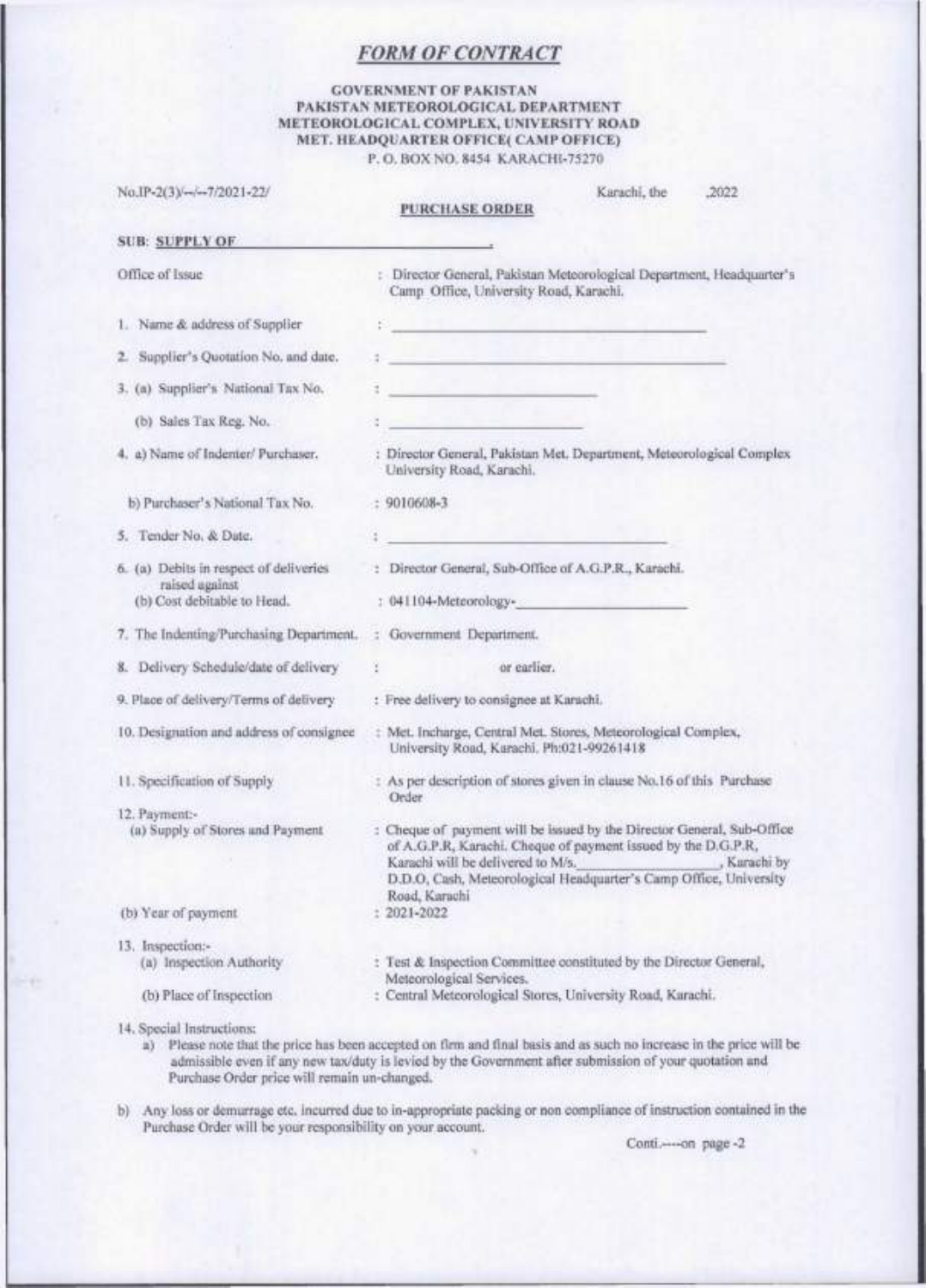# *FORM OF CONTRACT*

**GOVERNMENT OF PAKISTAN**
**PAKISTAN METEOROLOGICAL DEPARTMENT**
**METEOROLOGICAL COMPLEX, UNIVERSITY ROAD**
**MET. HEADQUARTER OFFICE( CAMP OFFICE)**
P. O. BOX NO. 8454 KARACHI-75270

No.IP-2(3)/--/--7/2021-22/ Karachi, the ,2022

**PURCHASE ORDER**

**SUB: SUPPLY OF \_\_\_\_\_\_\_\_\_\_\_\_\_\_\_\_\_\_\_\_\_\_\_\_\_\_\_\_\_\_\_.**

Office of Issue : Director General, Pakistan Meteorological Department, Headquarter's Camp Office, University Road, Karachi.

1. Name & address of Supplier : \_\_\_\_\_\_\_\_\_\_\_\_\_\_\_\_\_\_\_\_\_\_\_\_\_\_\_\_\_\_\_\_
2. Supplier's Quotation No. and date. : \_\_\_\_\_\_\_\_\_\_\_\_\_\_\_\_\_\_\_\_\_\_\_\_\_\_\_\_\_\_\_\_
3. (a) Supplier's National Tax No. : \_\_\_\_\_\_\_\_\_\_\_\_\_\_\_\_\_\_\_\_

   (b) Sales Tax Reg. No. : \_\_\_\_\_\_\_\_\_\_\_\_\_\_\_\_\_\_\_\_
4. a) Name of Indenter/ Purchaser. : Director General, Pakistan Met. Department, Meteorological Complex University Road, Karachi.

   b) Purchaser's National Tax No. : 9010608-3
5. Tender No. & Date. : \_\_\_\_\_\_\_\_\_\_\_\_\_\_\_\_\_\_\_\_\_\_\_\_\_\_\_\_\_\_\_\_
6. (a) Debits in respect of deliveries raised against : Director General, Sub-Office of A.G.P.R., Karachi.

   (b) Cost debitable to Head. : 041104-Meteorology-\_\_\_\_\_\_\_\_\_\_\_\_\_\_\_\_\_\_\_\_
7. The Indenting/Purchasing Department. : Government Department.
8. Delivery Schedule/date of delivery : or earlier.
9. Place of delivery/Terms of delivery : Free delivery to consignee at Karachi.
10. Designation and address of consignee : Met. Incharge, Central Met. Stores, Meteorological Complex, University Road, Karachi. Ph:021-99261418
11. Specification of Supply : As per description of stores given in clause No.16 of this Purchase Order
12. Payment:-

    (a) Supply of Stores and Payment : Cheque of payment will be issued by the Director General, Sub-Office of A.G.P.R, Karachi. Cheque of payment issued by the D.G.P.R, Karachi will be delivered to M/s.\_\_\_\_\_\_\_\_\_\_\_\_\_\_\_\_\_\_, Karachi by D.D.O, Cash, Meteorological Headquarter's Camp Office, University Road, Karachi

    (b) Year of payment : 2021-2022
13. Inspection:-

    (a) Inspection Authority : Test & Inspection Committee constituted by the Director General, Meteorological Services.

    (b) Place of Inspection : Central Meteorological Stores, University Road, Karachi.
14. Special Instructions:

    a) Please note that the price has been accepted on firm and final basis and as such no increase in the price will be admissible even if any new tax/duty is levied by the Government after submission of your quotation and Purchase Order price will remain un-changed.

    b) Any loss or demurrage etc. incurred due to in-appropriate packing or non compliance of instruction contained in the Purchase Order will be your responsibility on your account.

Conti.----on page -2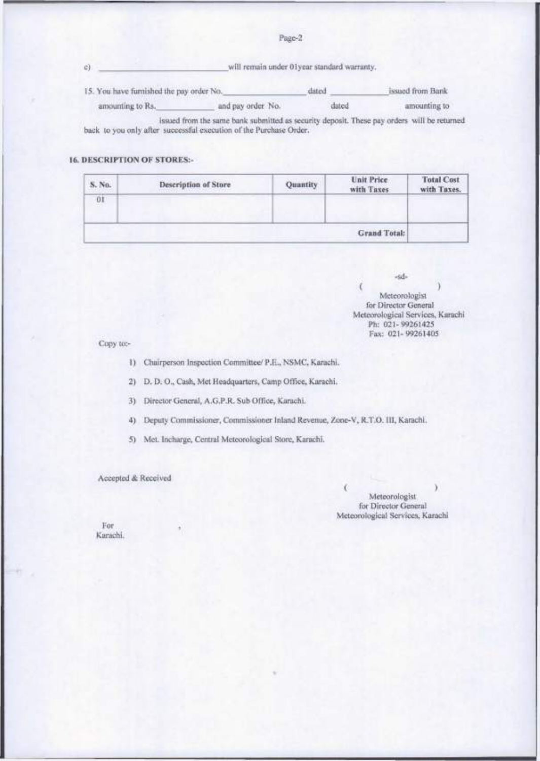c) ______________________________ will remain under 01year standard warranty.

15. You have furnished the pay order No.________________ dated ______________ issued from Bank amounting to Rs.______________ and pay order No. dated amounting to issued from the same bank submitted as security deposit. These pay orders will be returned back to you only after successful execution of the Purchase Order.

**16. DESCRIPTION OF STORES:-**

| S. No. | Description of Store | Quantity | Unit Price with Taxes | Total Cost with Taxes. |
|---|---|---|---|---|
| 01 | | | | |
| | | | **Grand Total:** | |

-sd-

( )

Meteorologist
for Director General
Meteorological Services, Karachi
Ph: 021- 99261425
Fax: 021- 99261405

Copy to:-

1) Chairperson Inspection Committee/ P.E., NSMC, Karachi.
2) D. D. O., Cash, Met Headquarters, Camp Office, Karachi.
3) Director General, A.G.P.R. Sub Office, Karachi.
4) Deputy Commissioner, Commissioner Inland Revenue, Zone-V, R.T.O. III, Karachi.
5) Met. Incharge, Central Meteorological Store, Karachi.

Accepted & Received

( )

Meteorologist
for Director General
Meteorological Services, Karachi

For ,
Karachi.